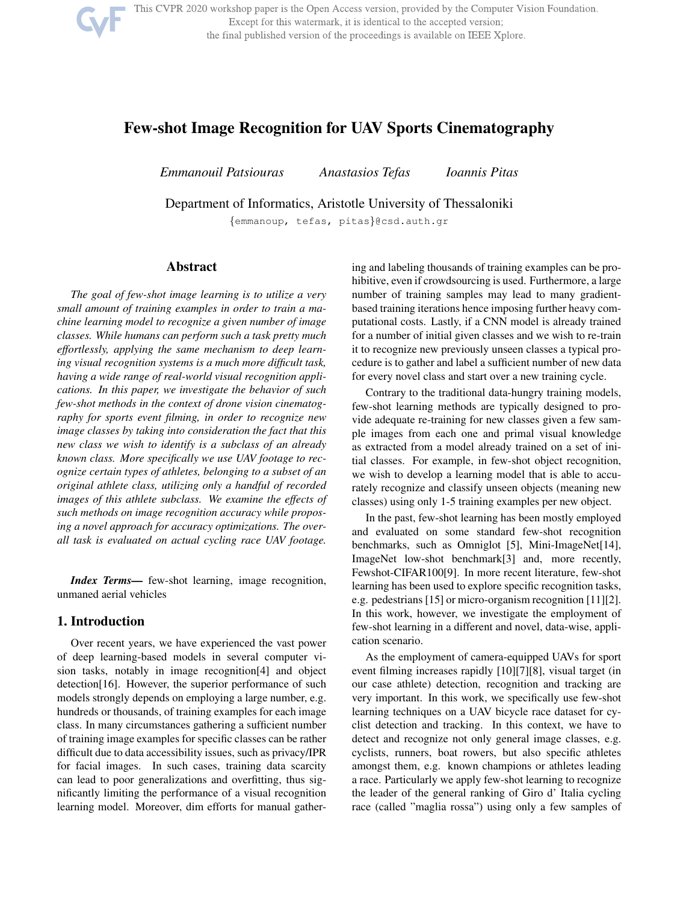# Few-shot Image Recognition for UAV Sports Cinematography

*Emmanouil Patsiouras* *Anastasios Tefas* *Ioannis Pitas*

Department of Informatics, Aristotle University of Thessaloniki

{emmanoup, tefas, pitas}@csd.auth.gr

## Abstract

*The goal of few-shot image learning is to utilize a very small amount of training examples in order to train a machine learning model to recognize a given number of image classes. While humans can perform such a task pretty much effortlessly, applying the same mechanism to deep learning visual recognition systems is a much more difficult task, having a wide range of real-world visual recognition applications. In this paper, we investigate the behavior of such few-shot methods in the context of drone vision cinematography for sports event filming, in order to recognize new image classes by taking into consideration the fact that this new class we wish to identify is a subclass of an already known class. More specifically we use UAV footage to recognize certain types of athletes, belonging to a subset of an original athlete class, utilizing only a handful of recorded images of this athlete subclass. We examine the effects of such methods on image recognition accuracy while proposing a novel approach for accuracy optimizations. The overall task is evaluated on actual cycling race UAV footage.*

***Index Terms*—** few-shot learning, image recognition, unmaned aerial vehicles

## 1. Introduction

Over recent years, we have experienced the vast power of deep learning-based models in several computer vision tasks, notably in image recognition[4] and object detection[16]. However, the superior performance of such models strongly depends on employing a large number, e.g. hundreds or thousands, of training examples for each image class. In many circumstances gathering a sufficient number of training image examples for specific classes can be rather difficult due to data accessibility issues, such as privacy/IPR for facial images. In such cases, training data scarcity can lead to poor generalizations and overfitting, thus significantly limiting the performance of a visual recognition learning model. Moreover, dim efforts for manual gathering and labeling thousands of training examples can be prohibitive, even if crowdsourcing is used. Furthermore, a large number of training samples may lead to many gradient-based training iterations hence imposing further heavy computational costs. Lastly, if a CNN model is already trained for a number of initial given classes and we wish to re-train it to recognize new previously unseen classes a typical procedure is to gather and label a sufficient number of new data for every novel class and start over a new training cycle.

Contrary to the traditional data-hungry training models, few-shot learning methods are typically designed to provide adequate re-training for new classes given a few sample images from each one and primal visual knowledge as extracted from a model already trained on a set of initial classes. For example, in few-shot object recognition, we wish to develop a learning model that is able to accurately recognize and classify unseen objects (meaning new classes) using only 1-5 training examples per new object.

In the past, few-shot learning has been mostly employed and evaluated on some standard few-shot recognition benchmarks, such as Omniglot [5], Mini-ImageNet[14], ImageNet low-shot benchmark[3] and, more recently, Fewshot-CIFAR100[9]. In more recent literature, few-shot learning has been used to explore specific recognition tasks, e.g. pedestrians [15] or micro-organism recognition [11][2]. In this work, however, we investigate the employment of few-shot learning in a different and novel, data-wise, application scenario.

As the employment of camera-equipped UAVs for sport event filming increases rapidly [10][7][8], visual target (in our case athlete) detection, recognition and tracking are very important. In this work, we specifically use few-shot learning techniques on a UAV bicycle race dataset for cyclist detection and tracking. In this context, we have to detect and recognize not only general image classes, e.g. cyclists, runners, boat rowers, but also specific athletes amongst them, e.g. known champions or athletes leading a race. Particularly we apply few-shot learning to recognize the leader of the general ranking of Giro d' Italia cycling race (called "maglia rossa") using only a few samples of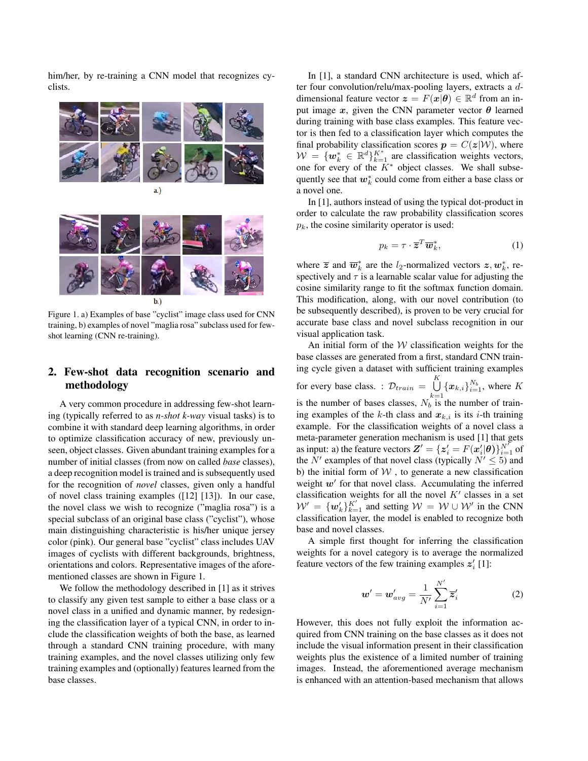him/her, by re-training a CNN model that recognizes cyclists.

Figure 1. a) Examples of base "cyclist" image class used for CNN training, b) examples of novel "maglia rosa" subclass used for few-shot learning (CNN re-training).

## 2. Few-shot data recognition scenario and methodology

A very common procedure in addressing few-shot learning (typically referred to as *n-shot k-way* visual tasks) is to combine it with standard deep learning algorithms, in order to optimize classification accuracy of new, previously unseen, object classes. Given abundant training examples for a number of initial classes (from now on called *base* classes), a deep recognition model is trained and is subsequently used for the recognition of *novel* classes, given only a handful of novel class training examples ([12] [13]). In our case, the novel class we wish to recognize ("maglia rosa") is a special subclass of an original base class ("cyclist"), whose main distinguishing characteristic is his/her unique jersey color (pink). Our general base "cyclist" class includes UAV images of cyclists with different backgrounds, brightness, orientations and colors. Representative images of the aforementioned classes are shown in Figure 1.

We follow the methodology described in [1] as it strives to classify any given test sample to either a base class or a novel class in a unified and dynamic manner, by redesigning the classification layer of a typical CNN, in order to include the classification weights of both the base, as learned through a standard CNN training procedure, with many training examples, and the novel classes utilizing only few training examples and (optionally) features learned from the base classes.

In [1], a standard CNN architecture is used, which after four convolution/relu/max-pooling layers, extracts a $d$-dimensional feature vector $\boldsymbol{z} = F(\boldsymbol{x}|\boldsymbol{\theta}) \in \mathbb{R}^d$ from an input image $\boldsymbol{x}$, given the CNN parameter vector $\boldsymbol{\theta}$ learned during training with base class examples. This feature vector is then fed to a classification layer which computes the final probability classification scores $\boldsymbol{p} = C(\boldsymbol{z}|\mathcal{W})$, where $\mathcal{W} = \{\boldsymbol{w}_k^* \in \mathbb{R}^d\}_{k=1}^{K^*}$ are classification weights vectors, one for every of the $K^*$ object classes. We shall subsequently see that $\boldsymbol{w}_k^*$ could come from either a base class or a novel one.

In [1], authors instead of using the typical dot-product in order to calculate the raw probability classification scores $p_k$, the cosine similarity operator is used:

$$p_k = \tau \cdot \overline{\boldsymbol{z}}^T \overline{\boldsymbol{w}}_k^*, \tag{1}$$

where $\overline{\boldsymbol{z}}$ and $\overline{\boldsymbol{w}}_k^*$ are the $l_2$-normalized vectors $\boldsymbol{z}, \boldsymbol{w}_k^*$, respectively and $\tau$ is a learnable scalar value for adjusting the cosine similarity range to fit the softmax function domain. This modification, along, with our novel contribution (to be subsequently described), is proven to be very crucial for accurate base class and novel subclass recognition in our visual application task.

An initial form of the $\mathcal{W}$ classification weights for the base classes are generated from a first, standard CNN training cycle given a dataset with sufficient training examples for every base class. : $\mathcal{D}_{train} = \bigcup_{k=1}^{K} \{\boldsymbol{x}_{k,i}\}_{i=1}^{N_b}$, where $K$ is the number of bases classes, $N_b$ is the number of training examples of the $k$-th class and $\boldsymbol{x}_{k,i}$ is its $i$-th training example. For the classification weights of a novel class a meta-parameter generation mechanism is used [1] that gets as input: a) the feature vectors $\boldsymbol{Z}' = \{\boldsymbol{z}'_i = F(\boldsymbol{x}'_i|\boldsymbol{\theta})\}_{i=1}^{N'}$ of the $N'$ examples of that novel class (typically $N' \leq 5$) and b) the initial form of $\mathcal{W}$ , to generate a new classification weight $\boldsymbol{w}'$ for that novel class. Accumulating the inferred classification weights for all the novel $K'$ classes in a set $\mathcal{W}' = \{\boldsymbol{w}'_k\}_{k=1}^{K'}$ and setting $\mathcal{W} = \mathcal{W} \cup \mathcal{W}'$ in the CNN classification layer, the model is enabled to recognize both base and novel classes.

A simple first thought for inferring the classification weights for a novel category is to average the normalized feature vectors of the few training examples $\boldsymbol{z}'_i$ [1]:

$$\boldsymbol{w}' = \boldsymbol{w}'_{avg} = \frac{1}{N'} \sum_{i=1}^{N'} \overline{\boldsymbol{z}}'_i \tag{2}$$

However, this does not fully exploit the information acquired from CNN training on the base classes as it does not include the visual information present in their classification weights plus the existence of a limited number of training images. Instead, the aforementioned average mechanism is enhanced with an attention-based mechanism that allows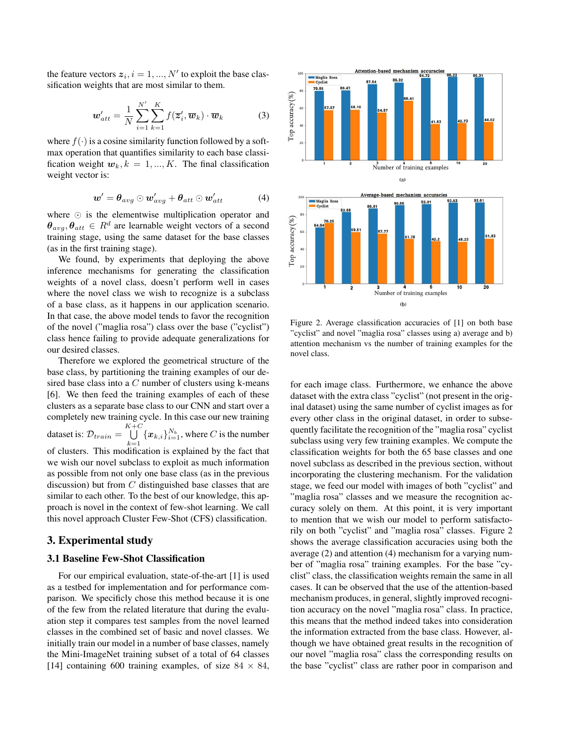the feature vectors $\boldsymbol{z}_i, i = 1, ..., N'$ to exploit the base classification weights that are most similar to them.

$$\boldsymbol{w}'_{att} = \frac{1}{N} \sum_{i=1}^{N'} \sum_{k=1}^{K} f(\overline{\boldsymbol{z}}'_i, \overline{\boldsymbol{w}}_k) \cdot \overline{\boldsymbol{w}}_k \tag{3}$$

where $f(\cdot)$ is a cosine similarity function followed by a softmax operation that quantifies similarity to each base classification weight $\boldsymbol{w}_k, k = 1, ..., K$. The final classification weight vector is:

$$\boldsymbol{w}' = \boldsymbol{\theta}_{avg} \odot \boldsymbol{w}'_{avg} + \boldsymbol{\theta}_{att} \odot \boldsymbol{w}'_{att} \tag{4}$$

where $\odot$ is the elementwise multiplication operator and $\boldsymbol{\theta}_{avg}, \boldsymbol{\theta}_{att} \in R^d$ are learnable weight vectors of a second training stage, using the same dataset for the base classes (as in the first training stage).

We found, by experiments that deploying the above inference mechanisms for generating the classification weights of a novel class, doesn't perform well in cases where the novel class we wish to recognize is a subclass of a base class, as it happens in our application scenario. In that case, the above model tends to favor the recognition of the novel ("maglia rosa") class over the base ("cyclist") class hence failing to provide adequate generalizations for our desired classes.

Therefore we explored the geometrical structure of the base class, by partitioning the training examples of our desired base class into a $C$ number of clusters using k-means [6]. We then feed the training examples of each of these clusters as a separate base class to our CNN and start over a completely new training cycle. In this case our new training dataset is: $\mathcal{D}_{train} = \bigcup_{k=1}^{K+C} \{\boldsymbol{x}_{k,i}\}_{i=1}^{N_b}$, where $C$ is the number of clusters. This modification is explained by the fact that we wish our novel subclass to exploit as much information as possible from not only one base class (as in the previous discussion) but from $C$ distinguished base classes that are similar to each other. To the best of our knowledge, this approach is novel in the context of few-shot learning. We call this novel approach Cluster Few-Shot (CFS) classification.

## 3. Experimental study

### 3.1 Baseline Few-Shot Classification

For our empirical evaluation, state-of-the-art [1] is used as a testbed for implementation and for performance comparison. We specificly chose this method because it is one of the few from the related literature that during the evaluation step it compares test samples from the novel learned classes in the combined set of basic and novel classes. We initially train our model in a number of base classes, namely the Mini-ImageNet training subset of a total of 64 classes [14] containing 600 training examples, of size $84 \times 84$, for each image class. Furthermore, we enhance the above dataset with the extra class "cyclist" (not present in the original dataset) using the same number of cyclist images as for every other class in the original dataset, in order to subsequently facilitate the recognition of the "maglia rosa" cyclist subclass using very few training examples. We compute the classification weights for both the 65 base classes and one novel subclass as described in the previous section, without incorporating the clustering mechanism. For the validation stage, we feed our model with images of both "cyclist" and "maglia rosa" classes and we measure the recognition accuracy solely on them. At this point, it is very important to mention that we wish our model to perform satisfactorily on both "cyclist" and "maglia rosa" classes. Figure 2 shows the average classification accuracies using both the average (2) and attention (4) mechanism for a varying number of "maglia rosa" training examples. For the base "cyclist" class, the classification weights remain the same in all cases. It can be observed that the use of the attention-based mechanism produces, in general, slightly improved recognition accuracy on the novel "maglia rosa" class. In practice, this means that the method indeed takes into consideration the information extracted from the base class. However, although we have obtained great results in the recognition of our novel "maglia rosa" class the corresponding results on the base "cyclist" class are rather poor in comparison and

**Attention-based mechanism accuracies** (a)

| Number of training examples | 1 | 2 | 3 | 4 | 5 | 10 | 20 |
|---|---|---|---|---|---|---|---|
| Maglia Rosa | 79.85 | 80.47 | 87.54 | 89.32 | 94.72 | 96.23 | 95.31 |
| Cyclist | 57.57 | 58.10 | 54.87 | 68.41 | 41.63 | 42.73 | 44.02 |

**Average-based mechanism accuracies** (b)

| Number of training examples | 1 | 2 | 3 | 4 | 5 | 10 | 20 |
|---|---|---|---|---|---|---|---|
| Maglia Rosa | 64.94 | 82.68 | 86.81 | 90.66 | 92.01 | 93.53 | 93.61 |
| Cyclist | 70.25 | 59.51 | 57.77 | 51.78 | 42.2 | 48.23 | 51.83 |

Figure 2. Average classification accuracies of [1] on both base "cyclist" and novel "maglia rosa" classes using a) average and b) attention mechanism vs the number of training examples for the novel class.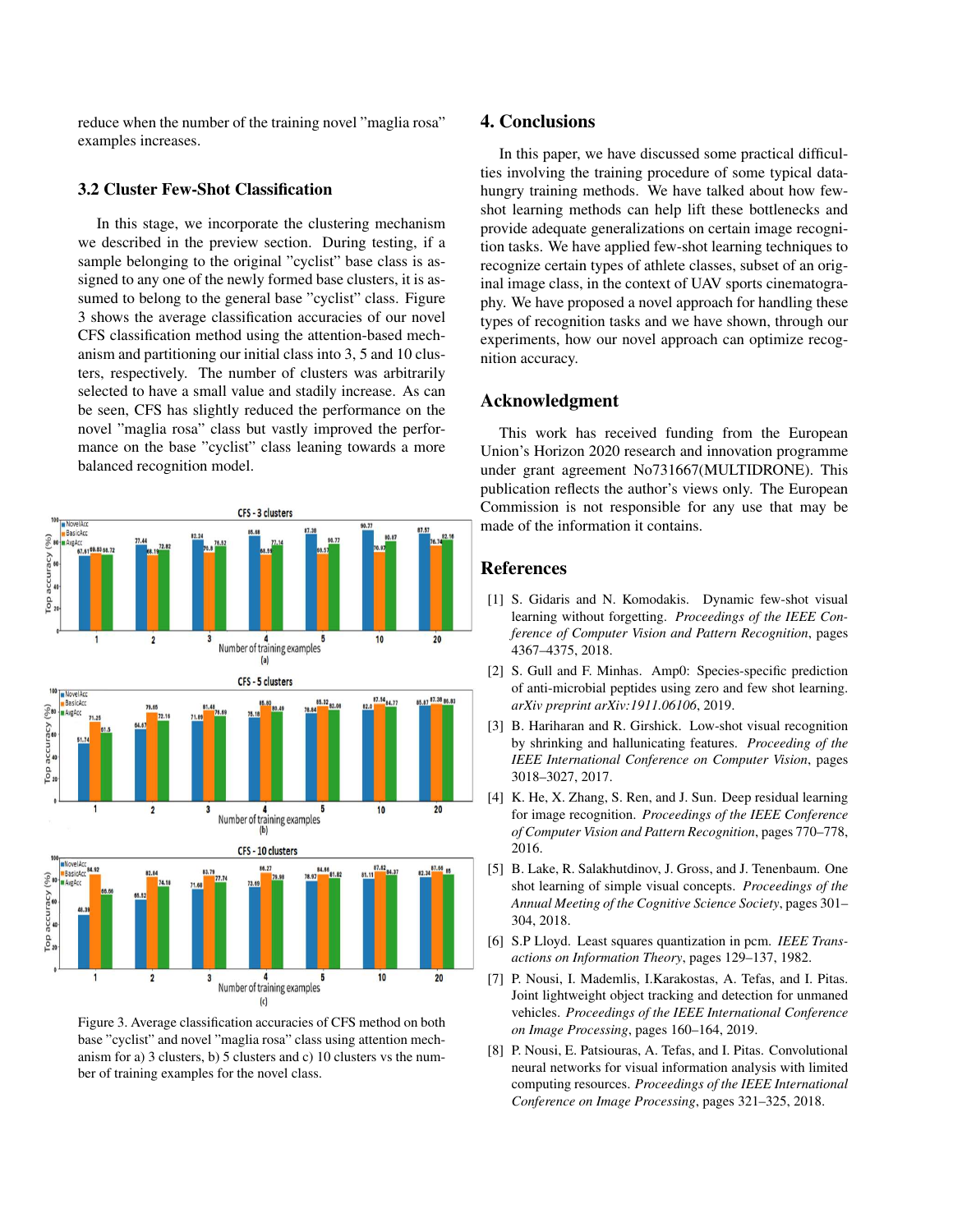reduce when the number of the training novel "maglia rosa" examples increases.

### 3.2 Cluster Few-Shot Classification

In this stage, we incorporate the clustering mechanism we described in the preview section. During testing, if a sample belonging to the original "cyclist" base class is assigned to any one of the newly formed base clusters, it is assumed to belong to the general base "cyclist" class. Figure 3 shows the average classification accuracies of our novel CFS classification method using the attention-based mechanism and partitioning our initial class into 3, 5 and 10 clusters, respectively. The number of clusters was arbitrarily selected to have a small value and stadily increase. As can be seen, CFS has slightly reduced the performance on the novel "maglia rosa" class but vastly improved the performance on the base "cyclist" class leaning towards a more balanced recognition model.

Figure 3. Average classification accuracies of CFS method on both base "cyclist" and novel "maglia rosa" class using attention mechanism for a) 3 clusters, b) 5 clusters and c) 10 clusters vs the number of training examples for the novel class.

## 4. Conclusions

In this paper, we have discussed some practical difficulties involving the training procedure of some typical data-hungry training methods. We have talked about how few-shot learning methods can help lift these bottlenecks and provide adequate generalizations on certain image recognition tasks. We have applied few-shot learning techniques to recognize certain types of athlete classes, subset of an original image class, in the context of UAV sports cinematography. We have proposed a novel approach for handling these types of recognition tasks and we have shown, through our experiments, how our novel approach can optimize recognition accuracy.

## Acknowledgment

This work has received funding from the European Union's Horizon 2020 research and innovation programme under grant agreement No731667(MULTIDRONE). This publication reflects the author's views only. The European Commission is not responsible for any use that may be made of the information it contains.

## References

[1] S. Gidaris and N. Komodakis. Dynamic few-shot visual learning without forgetting. *Proceedings of the IEEE Conference of Computer Vision and Pattern Recognition*, pages 4367–4375, 2018.

[2] S. Gull and F. Minhas. Amp0: Species-specific prediction of anti-microbial peptides using zero and few shot learning. *arXiv preprint arXiv:1911.06106*, 2019.

[3] B. Hariharan and R. Girshick. Low-shot visual recognition by shrinking and hallucinating features. *Proceeding of the IEEE International Conference on Computer Vision*, pages 3018–3027, 2017.

[4] K. He, X. Zhang, S. Ren, and J. Sun. Deep residual learning for image recognition. *Proceedings of the IEEE Conference of Computer Vision and Pattern Recognition*, pages 770–778, 2016.

[5] B. Lake, R. Salakhutdinov, J. Gross, and J. Tenenbaum. One shot learning of simple visual concepts. *Proceedings of the Annual Meeting of the Cognitive Science Society*, pages 301–304, 2018.

[6] S.P Lloyd. Least squares quantization in pcm. *IEEE Transactions on Information Theory*, pages 129–137, 1982.

[7] P. Nousi, I. Mademlis, I.Karakostas, A. Tefas, and I. Pitas. Joint lightweight object tracking and detection for unmaned vehicles. *Proceedings of the IEEE International Conference on Image Processing*, pages 160–164, 2019.

[8] P. Nousi, E. Patsiouras, A. Tefas, and I. Pitas. Convolutional neural networks for visual information analysis with limited computing resources. *Proceedings of the IEEE International Conference on Image Processing*, pages 321–325, 2018.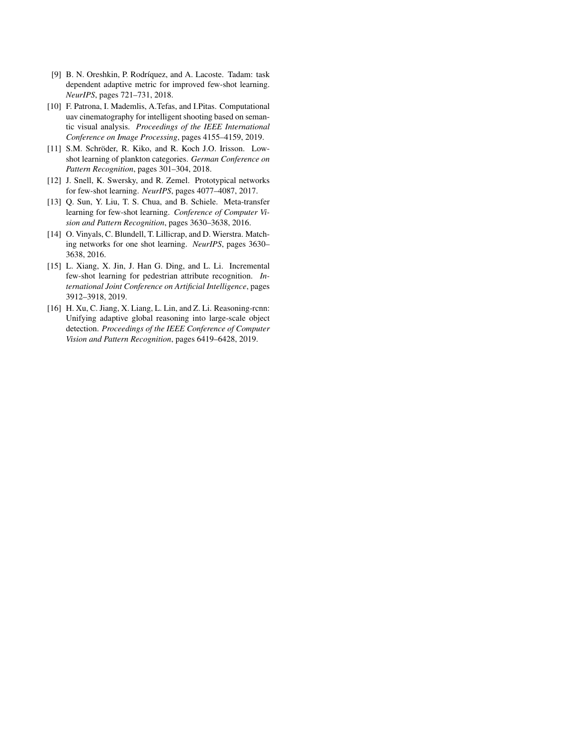[9] B. N. Oreshkin, P. Rodríquez, and A. Lacoste. Tadam: task dependent adaptive metric for improved few-shot learning. *NeurIPS*, pages 721–731, 2018.

[10] F. Patrona, I. Mademlis, A.Tefas, and I.Pitas. Computational uav cinematography for intelligent shooting based on semantic visual analysis. *Proceedings of the IEEE International Conference on Image Processing*, pages 4155–4159, 2019.

[11] S.M. Schröder, R. Kiko, and R. Koch J.O. Irisson. Low-shot learning of plankton categories. *German Conference on Pattern Recognition*, pages 301–304, 2018.

[12] J. Snell, K. Swersky, and R. Zemel. Prototypical networks for few-shot learning. *NeurIPS*, pages 4077–4087, 2017.

[13] Q. Sun, Y. Liu, T. S. Chua, and B. Schiele. Meta-transfer learning for few-shot learning. *Conference of Computer Vision and Pattern Recognition*, pages 3630–3638, 2016.

[14] O. Vinyals, C. Blundell, T. Lillicrap, and D. Wierstra. Matching networks for one shot learning. *NeurIPS*, pages 3630–3638, 2016.

[15] L. Xiang, X. Jin, J. Han G. Ding, and L. Li. Incremental few-shot learning for pedestrian attribute recognition. *International Joint Conference on Artificial Intelligence*, pages 3912–3918, 2019.

[16] H. Xu, C. Jiang, X. Liang, L. Lin, and Z. Li. Reasoning-rcnn: Unifying adaptive global reasoning into large-scale object detection. *Proceedings of the IEEE Conference of Computer Vision and Pattern Recognition*, pages 6419–6428, 2019.